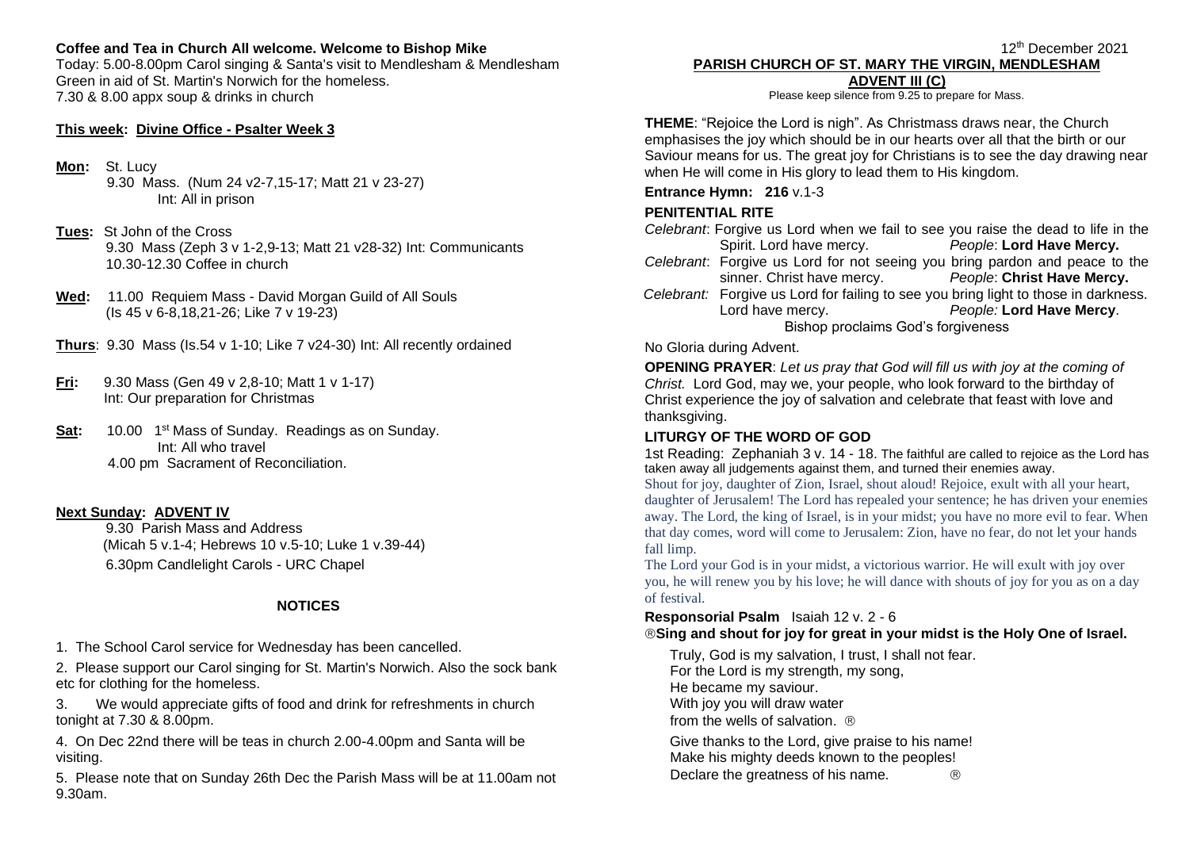**Coffee and Tea in Church All welcome. Welcome to Bishop Mike**

Today: 5.00-8.00pm Carol singing & Santa's visit to Mendlesham & Mendlesham Green in aid of St. Martin's Norwich for the homeless.
7.30 & 8.00 appx soup & drinks in church

**This week: Divine Office - Psalter Week 3**

**Mon:** St. Lucy
9.30 Mass. (Num 24 v2-7,15-17; Matt 21 v 23-27)
Int: All in prison

**Tues:** St John of the Cross
9.30 Mass (Zeph 3 v 1-2,9-13; Matt 21 v28-32) Int: Communicants
10.30-12.30 Coffee in church

**Wed:** 11.00 Requiem Mass - David Morgan Guild of All Souls
(Is 45 v 6-8,18,21-26; Like 7 v 19-23)

**Thurs**: 9.30 Mass (Is.54 v 1-10; Like 7 v24-30) Int: All recently ordained

**Fri:** 9.30 Mass (Gen 49 v 2,8-10; Matt 1 v 1-17)
Int: Our preparation for Christmas

**Sat:** 10.00 1st Mass of Sunday. Readings as on Sunday.
Int: All who travel
4.00 pm Sacrament of Reconciliation.

**Next Sunday: ADVENT IV**
9.30 Parish Mass and Address
(Micah 5 v.1-4; Hebrews 10 v.5-10; Luke 1 v.39-44)
6.30pm Candlelight Carols - URC Chapel

**NOTICES**

1. The School Carol service for Wednesday has been cancelled.

2. Please support our Carol singing for St. Martin's Norwich. Also the sock bank etc for clothing for the homeless.

3. We would appreciate gifts of food and drink for refreshments in church tonight at 7.30 & 8.00pm.

4. On Dec 22nd there will be teas in church 2.00-4.00pm and Santa will be visiting.

5. Please note that on Sunday 26th Dec the Parish Mass will be at 11.00am not 9.30am.

12th December 2021

**PARISH CHURCH OF ST. MARY THE VIRGIN, MENDLESHAM**

**ADVENT III (C)**

Please keep silence from 9.25 to prepare for Mass.

**THEME**: "Rejoice the Lord is nigh". As Christmass draws near, the Church emphasises the joy which should be in our hearts over all that the birth or our Saviour means for us. The great joy for Christians is to see the day drawing near when He will come in His glory to lead them to His kingdom.

**Entrance Hymn: 216** v.1-3

**PENITENTIAL RITE**

*Celebrant*: Forgive us Lord when we fail to see you raise the dead to life in the Spirit. Lord have mercy. *People*: **Lord Have Mercy.**

*Celebrant*: Forgive us Lord for not seeing you bring pardon and peace to the sinner. Christ have mercy. *People*: **Christ Have Mercy.**

*Celebrant:* Forgive us Lord for failing to see you bring light to those in darkness. Lord have mercy. *People:* **Lord Have Mercy**.

Bishop proclaims God's forgiveness

No Gloria during Advent.

**OPENING PRAYER**: *Let us pray that God will fill us with joy at the coming of Christ.* Lord God, may we, your people, who look forward to the birthday of Christ experience the joy of salvation and celebrate that feast with love and thanksgiving.

**LITURGY OF THE WORD OF GOD**

1st Reading: Zephaniah 3 v. 14 - 18. The faithful are called to rejoice as the Lord has taken away all judgements against them, and turned their enemies away.

Shout for joy, daughter of Zion, Israel, shout aloud! Rejoice, exult with all your heart, daughter of Jerusalem! The Lord has repealed your sentence; he has driven your enemies away. The Lord, the king of Israel, is in your midst; you have no more evil to fear. When that day comes, word will come to Jerusalem: Zion, have no fear, do not let your hands fall limp.

The Lord your God is in your midst, a victorious warrior. He will exult with joy over you, he will renew you by his love; he will dance with shouts of joy for you as on a day of festival.

**Responsorial Psalm** Isaiah 12 v. 2 - 6

®**Sing and shout for joy for great in your midst is the Holy One of Israel.**

Truly, God is my salvation, I trust, I shall not fear.
For the Lord is my strength, my song,
He became my saviour.
With joy you will draw water
from the wells of salvation. ®

Give thanks to the Lord, give praise to his name!
Make his mighty deeds known to the peoples!
Declare the greatness of his name. ®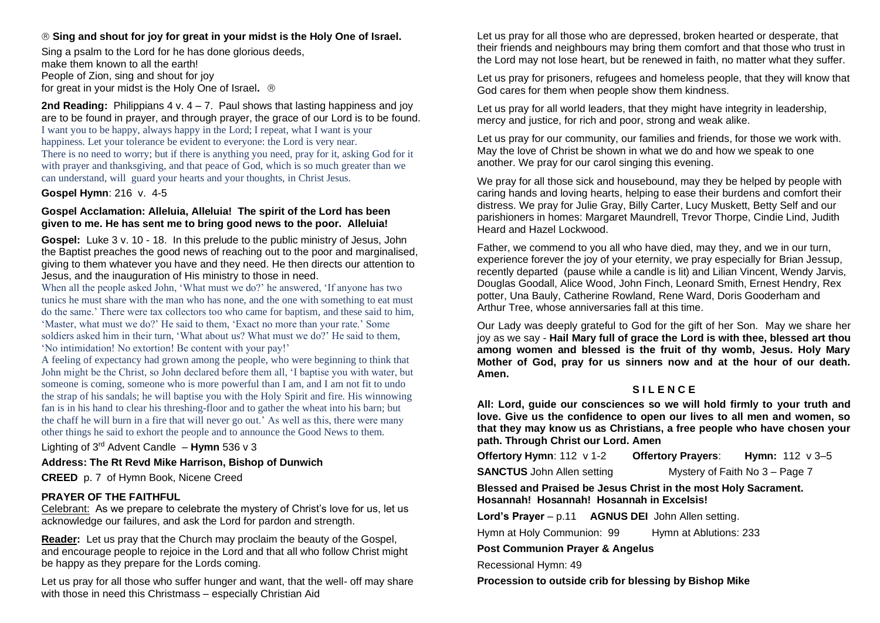® **Sing and shout for joy for great in your midst is the Holy One of Israel.**

Sing a psalm to the Lord for he has done glorious deeds,
make them known to all the earth!
People of Zion, sing and shout for joy
for great in your midst is the Holy One of Israel**.** ®

**2nd Reading:** Philippians 4 v. 4 – 7. Paul shows that lasting happiness and joy are to be found in prayer, and through prayer, the grace of our Lord is to be found.
I want you to be happy, always happy in the Lord; I repeat, what I want is your happiness. Let your tolerance be evident to everyone: the Lord is very near.
There is no need to worry; but if there is anything you need, pray for it, asking God for it with prayer and thanksgiving, and that peace of God, which is so much greater than we can understand, will guard your hearts and your thoughts, in Christ Jesus.

**Gospel Hymn**: 216 v. 4-5

**Gospel Acclamation: Alleluia, Alleluia! The spirit of the Lord has been given to me. He has sent me to bring good news to the poor. Alleluia!**

**Gospel:** Luke 3 v. 10 - 18. In this prelude to the public ministry of Jesus, John the Baptist preaches the good news of reaching out to the poor and marginalised, giving to them whatever you have and they need. He then directs our attention to Jesus, and the inauguration of His ministry to those in need.
When all the people asked John, 'What must we do?' he answered, 'If anyone has two tunics he must share with the man who has none, and the one with something to eat must do the same.' There were tax collectors too who came for baptism, and these said to him, 'Master, what must we do?' He said to them, 'Exact no more than your rate.' Some soldiers asked him in their turn, 'What about us? What must we do?' He said to them, 'No intimidation! No extortion! Be content with your pay!'
A feeling of expectancy had grown among the people, who were beginning to think that John might be the Christ, so John declared before them all, 'I baptise you with water, but someone is coming, someone who is more powerful than I am, and I am not fit to undo the strap of his sandals; he will baptise you with the Holy Spirit and fire. His winnowing fan is in his hand to clear his threshing-floor and to gather the wheat into his barn; but the chaff he will burn in a fire that will never go out.' As well as this, there were many other things he said to exhort the people and to announce the Good News to them.

Lighting of 3rd Advent Candle – **Hymn** 536 v 3

**Address: The Rt Revd Mike Harrison, Bishop of Dunwich**

**CREED** p. 7 of Hymn Book, Nicene Creed

**PRAYER OF THE FAITHFUL**

Celebrant: As we prepare to celebrate the mystery of Christ's love for us, let us acknowledge our failures, and ask the Lord for pardon and strength.

**Reader:** Let us pray that the Church may proclaim the beauty of the Gospel, and encourage people to rejoice in the Lord and that all who follow Christ might be happy as they prepare for the Lords coming.

Let us pray for all those who suffer hunger and want, that the well- off may share with those in need this Christmass – especially Christian Aid

Let us pray for all those who are depressed, broken hearted or desperate, that their friends and neighbours may bring them comfort and that those who trust in the Lord may not lose heart, but be renewed in faith, no matter what they suffer.

Let us pray for prisoners, refugees and homeless people, that they will know that God cares for them when people show them kindness.

Let us pray for all world leaders, that they might have integrity in leadership, mercy and justice, for rich and poor, strong and weak alike.

Let us pray for our community, our families and friends, for those we work with. May the love of Christ be shown in what we do and how we speak to one another. We pray for our carol singing this evening.

We pray for all those sick and housebound, may they be helped by people with caring hands and loving hearts, helping to ease their burdens and comfort their distress. We pray for Julie Gray, Billy Carter, Lucy Muskett, Betty Self and our parishioners in homes: Margaret Maundrell, Trevor Thorpe, Cindie Lind, Judith Heard and Hazel Lockwood.

Father, we commend to you all who have died, may they, and we in our turn, experience forever the joy of your eternity, we pray especially for Brian Jessup, recently departed (pause while a candle is lit) and Lilian Vincent, Wendy Jarvis, Douglas Goodall, Alice Wood, John Finch, Leonard Smith, Ernest Hendry, Rex potter, Una Bauly, Catherine Rowland, Rene Ward, Doris Gooderham and Arthur Tree, whose anniversaries fall at this time.

Our Lady was deeply grateful to God for the gift of her Son. May we share her joy as we say - **Hail Mary full of grace the Lord is with thee, blessed art thou among women and blessed is the fruit of thy womb, Jesus. Holy Mary Mother of God, pray for us sinners now and at the hour of our death. Amen.**

**S I L E N C E**

**All: Lord, guide our consciences so we will hold firmly to your truth and love. Give us the confidence to open our lives to all men and women, so that they may know us as Christians, a free people who have chosen your path. Through Christ our Lord. Amen**

**Offertory Hymn**: 112 v 1-2 **Offertory Prayers**: **Hymn:** 112 v 3–5

**SANCTUS** John Allen setting Mystery of Faith No 3 – Page 7

**Blessed and Praised be Jesus Christ in the most Holy Sacrament. Hosannah! Hosannah! Hosannah in Excelsis!**

**Lord's Prayer** – p.11 **AGNUS DEI** John Allen setting.

Hymn at Holy Communion: 99 Hymn at Ablutions: 233

**Post Communion Prayer & Angelus**

Recessional Hymn: 49

**Procession to outside crib for blessing by Bishop Mike**